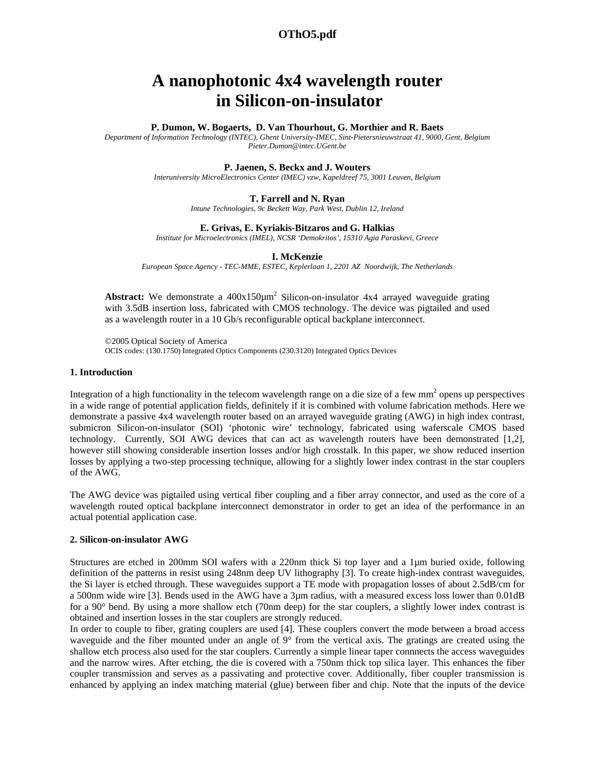**OThO5.pdf**

# A nanophotonic 4x4 wavelength router in Silicon-on-insulator

**P. Dumon, W. Bogaerts, D. Van Thourhout, G. Morthier and R. Baets**
*Department of Information Technology (INTEC), Ghent University-IMEC, Sint-Pietersnieuwstraat 41, 9000, Gent, Belgium*
*Pieter.Dumon@intec.UGent.be*

**P. Jaenen, S. Beckx and J. Wouters**
*Interuniversity MicroElectronics Center (IMEC) vzw, Kapeldreef 75, 3001 Leuven, Belgium*

**T. Farrell and N. Ryan**
*Intune Technologies, 9c Beckett Way, Park West, Dublin 12, Ireland*

**E. Grivas, E. Kyriakis-Bitzaros and G. Halkias**
*Institute for Microelectronics (IMEL), NCSR 'Demokritos', 15310 Agia Paraskevi, Greece*

**I. McKenzie**
*European Space Agency - TEC-MME, ESTEC, Keplerlaan 1, 2201 AZ Noordwijk, The Netherlands*

**Abstract:** We demonstrate a 400x150µm$^2$ Silicon-on-insulator 4x4 arrayed waveguide grating with 3.5dB insertion loss, fabricated with CMOS technology. The device was pigtailed and used as a wavelength router in a 10 Gb/s reconfigurable optical backplane interconnect.

©2005 Optical Society of America
OCIS codes: (130.1750) Integrated Optics Components (230.3120) Integrated Optics Devices

## 1. Introduction

Integration of a high functionality in the telecom wavelength range on a die size of a few mm$^2$ opens up perspectives in a wide range of potential application fields, definitely if it is combined with volume fabrication methods. Here we demonstrate a passive 4x4 wavelength router based on an arrayed waveguide grating (AWG) in high index contrast, submicron Silicon-on-insulator (SOI) 'photonic wire' technology, fabricated using waferscale CMOS based technology. Currently, SOI AWG devices that can act as wavelength routers have been demonstrated [1,2], however still showing considerable insertion losses and/or high crosstalk. In this paper, we show reduced insertion losses by applying a two-step processing technique, allowing for a slightly lower index contrast in the star couplers of the AWG.

The AWG device was pigtailed using vertical fiber coupling and a fiber array connector, and used as the core of a wavelength routed optical backplane interconnect demonstrator in order to get an idea of the performance in an actual potential application case.

## 2. Silicon-on-insulator AWG

Structures are etched in 200mm SOI wafers with a 220nm thick Si top layer and a 1µm buried oxide, following definition of the patterns in resist using 248nm deep UV lithography [3]. To create high-index contrast waveguides, the Si layer is etched through. These waveguides support a TE mode with propagation losses of about 2.5dB/cm for a 500nm wide wire [3]. Bends used in the AWG have a 3µm radius, with a measured excess loss lower than 0.01dB for a 90° bend. By using a more shallow etch (70nm deep) for the star couplers, a slightly lower index contrast is obtained and insertion losses in the star couplers are strongly reduced.

In order to couple to fiber, grating couplers are used [4]. These couplers convert the mode between a broad access waveguide and the fiber mounted under an angle of 9° from the vertical axis. The gratings are created using the shallow etch process also used for the star couplers. Currently a simple linear taper connnects the access waveguides and the narrow wires. After etching, the die is covered with a 750nm thick top silica layer. This enhances the fiber coupler transmission and serves as a passivating and protective cover. Additionally, fiber coupler transmission is enhanced by applying an index matching material (glue) between fiber and chip. Note that the inputs of the device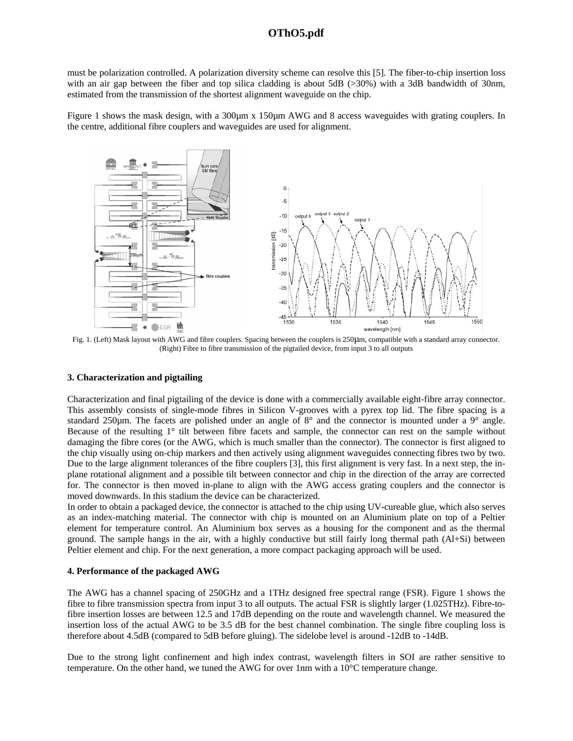must be polarization controlled. A polarization diversity scheme can resolve this [5]. The fiber-to-chip insertion loss with an air gap between the fiber and top silica cladding is about 5dB (>30%) with a 3dB bandwidth of 30nm, estimated from the transmission of the shortest alignment waveguide on the chip.

Figure 1 shows the mask design, with a 300µm x 150µm AWG and 8 access waveguides with grating couplers. In the centre, additional fibre couplers and waveguides are used for alignment.

Fig. 1. (Left) Mask layout with AWG and fibre couplers. Spacing between the couplers is 250µm, compatible with a standard array connector. (Right) Fibre to fibre transmission of the pigtailed device, from input 3 to all outputs

### 3. Characterization and pigtailing

Characterization and final pigtailing of the device is done with a commercially available eight-fibre array connector. This assembly consists of single-mode fibres in Silicon V-grooves with a pyrex top lid. The fibre spacing is a standard 250µm. The facets are polished under an angle of 8° and the connector is mounted under a 9° angle. Because of the resulting 1° tilt between fibre facets and sample, the connector can rest on the sample without damaging the fibre cores (or the AWG, which is much smaller than the connector). The connector is first aligned to the chip visually using on-chip markers and then actively using alignment waveguides connecting fibres two by two. Due to the large alignment tolerances of the fibre couplers [3], this first alignment is very fast. In a next step, the in-plane rotational alignment and a possible tilt between connector and chip in the direction of the array are corrected for. The connector is then moved in-plane to align with the AWG access grating couplers and the connector is moved downwards. In this stadium the device can be characterized.

In order to obtain a packaged device, the connector is attached to the chip using UV-cureable glue, which also serves as an index-matching material. The connector with chip is mounted on an Aluminium plate on top of a Peltier element for temperature control. An Aluminium box serves as a housing for the component and as the thermal ground. The sample hangs in the air, with a highly conductive but still fairly long thermal path (Al+Si) between Peltier element and chip. For the next generation, a more compact packaging approach will be used.

### 4. Performance of the packaged AWG

The AWG has a channel spacing of 250GHz and a 1THz designed free spectral range (FSR). Figure 1 shows the fibre to fibre transmission spectra from input 3 to all outputs. The actual FSR is slightly larger (1.025THz). Fibre-to-fibre insertion losses are between 12.5 and 17dB depending on the route and wavelength channel. We measured the insertion loss of the actual AWG to be 3.5 dB for the best channel combination. The single fibre coupling loss is therefore about 4.5dB (compared to 5dB before gluing). The sidelobe level is around -12dB to -14dB.

Due to the strong light confinement and high index contrast, wavelength filters in SOI are rather sensitive to temperature. On the other hand, we tuned the AWG for over 1nm with a 10°C temperature change.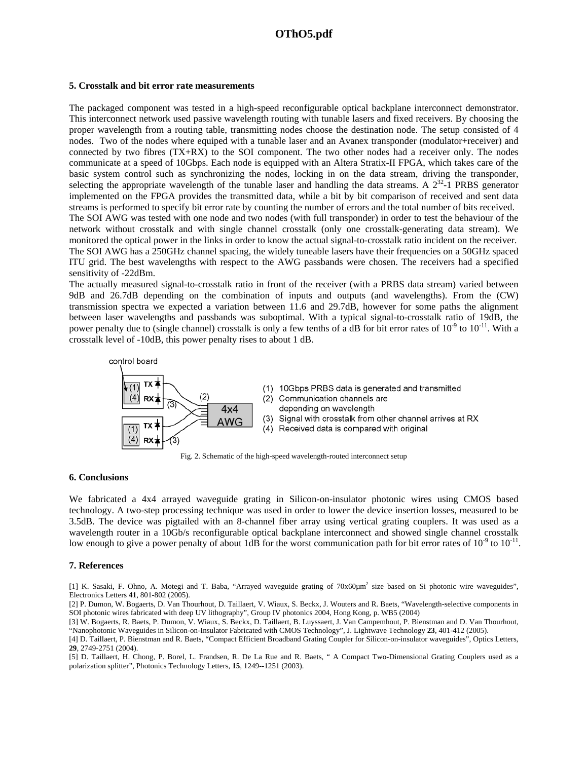## 5. Crosstalk and bit error rate measurements

The packaged component was tested in a high-speed reconfigurable optical backplane interconnect demonstrator. This interconnect network used passive wavelength routing with tunable lasers and fixed receivers. By choosing the proper wavelength from a routing table, transmitting nodes choose the destination node. The setup consisted of 4 nodes. Two of the nodes where equiped with a tunable laser and an Avanex transponder (modulator+receiver) and connected by two fibres (TX+RX) to the SOI component. The two other nodes had a receiver only. The nodes communicate at a speed of 10Gbps. Each node is equipped with an Altera Stratix-II FPGA, which takes care of the basic system control such as synchronizing the nodes, locking in on the data stream, driving the transponder, selecting the appropriate wavelength of the tunable laser and handling the data streams. A $2^{32}$-1 PRBS generator implemented on the FPGA provides the transmitted data, while a bit by bit comparison of received and sent data streams is performed to specify bit error rate by counting the number of errors and the total number of bits received.

The SOI AWG was tested with one node and two nodes (with full transponder) in order to test the behaviour of the network without crosstalk and with single channel crosstalk (only one crosstalk-generating data stream). We monitored the optical power in the links in order to know the actual signal-to-crosstalk ratio incident on the receiver. The SOI AWG has a 250GHz channel spacing, the widely tuneable lasers have their frequencies on a 50GHz spaced ITU grid. The best wavelengths with respect to the AWG passbands were chosen. The receivers had a specified sensitivity of -22dBm.

The actually measured signal-to-crosstalk ratio in front of the receiver (with a PRBS data stream) varied between 9dB and 26.7dB depending on the combination of inputs and outputs (and wavelengths). From the (CW) transmission spectra we expected a variation between 11.6 and 29.7dB, however for some paths the alignment between laser wavelengths and passbands was suboptimal. With a typical signal-to-crosstalk ratio of 19dB, the power penalty due to (single channel) crosstalk is only a few tenths of a dB for bit error rates of $10^{-9}$ to $10^{-11}$. With a crosstalk level of -10dB, this power penalty rises to about 1 dB.

control board

TX
RX
(1)
(4)
(2)
(3)
4x4
AWG
(3)

(1) 10Gbps PRBS data is generated and transmitted
(2) Communication channels are depending on wavelength
(3) Signal with crosstalk from other channel arrives at RX
(4) Received data is compared with original

Fig. 2. Schematic of the high-speed wavelength-routed interconnect setup

## 6. Conclusions

We fabricated a 4x4 arrayed waveguide grating in Silicon-on-insulator photonic wires using CMOS based technology. A two-step processing technique was used in order to lower the device insertion losses, measured to be 3.5dB. The device was pigtailed with an 8-channel fiber array using vertical grating couplers. It was used as a wavelength router in a 10Gb/s reconfigurable optical backplane interconnect and showed single channel crosstalk low enough to give a power penalty of about 1dB for the worst communication path for bit error rates of $10^{-9}$ to $10^{-11}$.

## 7. References

[1] K. Sasaki, F. Ohno, A. Motegi and T. Baba, "Arrayed waveguide grating of 70x60µm$^2$ size based on Si photonic wire waveguides", Electronics Letters **41**, 801-802 (2005).

[2] P. Dumon, W. Bogaerts, D. Van Thourhout, D. Taillaert, V. Wiaux, S. Beckx, J. Wouters and R. Baets, "Wavelength-selective components in SOI photonic wires fabricated with deep UV lithography", Group IV photonics 2004, Hong Kong, p. WB5 (2004)

[3] W. Bogaerts, R. Baets, P. Dumon, V. Wiaux, S. Beckx, D. Taillaert, B. Luyssaert, J. Van Campenhout, P. Bienstman and D. Van Thourhout, "Nanophotonic Waveguides in Silicon-on-Insulator Fabricated with CMOS Technology", J. Lightwave Technology **23**, 401-412 (2005).

[4] D. Taillaert, P. Bienstman and R. Baets, "Compact Efficient Broadband Grating Coupler for Silicon-on-insulator waveguides", Optics Letters, **29**, 2749-2751 (2004).

[5] D. Taillaert, H. Chong, P. Borel, L. Frandsen, R. De La Rue and R. Baets, " A Compact Two-Dimensional Grating Couplers used as a polarization splitter", Photonics Technology Letters, **15**, 1249--1251 (2003).